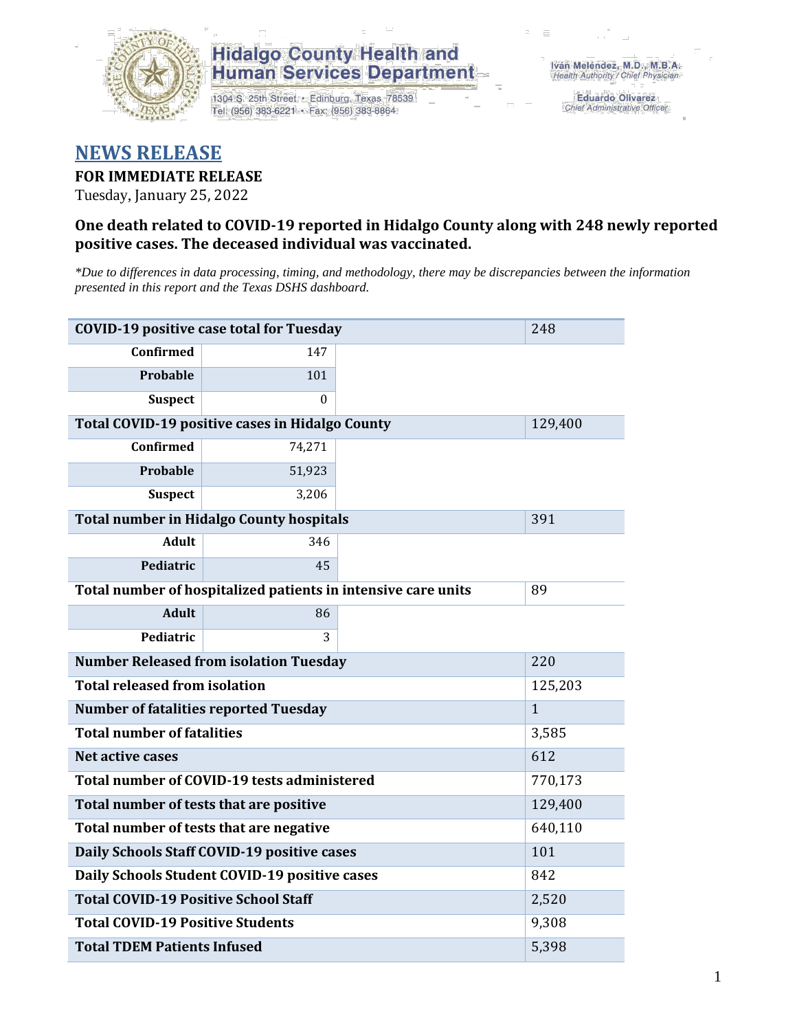Hidalgo County Health and Human Services Department

1304 S. 25th Street • Edinburg, Texas 78539
Tel: (956) 383-6221 • Fax: (956) 383-8864

Iván Meléndez, M.D., M.B.A.
Health Authority / Chief Physician

Eduardo Olivarez
Chief Administrative Officer

# NEWS RELEASE

**FOR IMMEDIATE RELEASE**

Tuesday, January 25, 2022

### One death related to COVID-19 reported in Hidalgo County along with 248 newly reported positive cases. The deceased individual was vaccinated.

*\*Due to differences in data processing, timing, and methodology, there may be discrepancies between the information presented in this report and the Texas DSHS dashboard.*

| **COVID-19 positive case total for Tuesday** | | | 248 |
|---|---|---|---|
| **Confirmed** | 147 | | |
| **Probable** | 101 | | |
| **Suspect** | 0 | | |
| **Total COVID-19 positive cases in Hidalgo County** | | | 129,400 |
| **Confirmed** | 74,271 | | |
| **Probable** | 51,923 | | |
| **Suspect** | 3,206 | | |
| **Total number in Hidalgo County hospitals** | | | 391 |
| **Adult** | 346 | | |
| **Pediatric** | 45 | | |
| **Total number of hospitalized patients in intensive care units** | | | 89 |
| **Adult** | 86 | | |
| **Pediatric** | 3 | | |
| **Number Released from isolation Tuesday** | | | 220 |
| **Total released from isolation** | | | 125,203 |
| **Number of fatalities reported Tuesday** | | | 1 |
| **Total number of fatalities** | | | 3,585 |
| **Net active cases** | | | 612 |
| **Total number of COVID-19 tests administered** | | | 770,173 |
| **Total number of tests that are positive** | | | 129,400 |
| **Total number of tests that are negative** | | | 640,110 |
| **Daily Schools Staff COVID-19 positive cases** | | | 101 |
| **Daily Schools Student COVID-19 positive cases** | | | 842 |
| **Total COVID-19 Positive School Staff** | | | 2,520 |
| **Total COVID-19 Positive Students** | | | 9,308 |
| **Total TDEM Patients Infused** | | | 5,398 |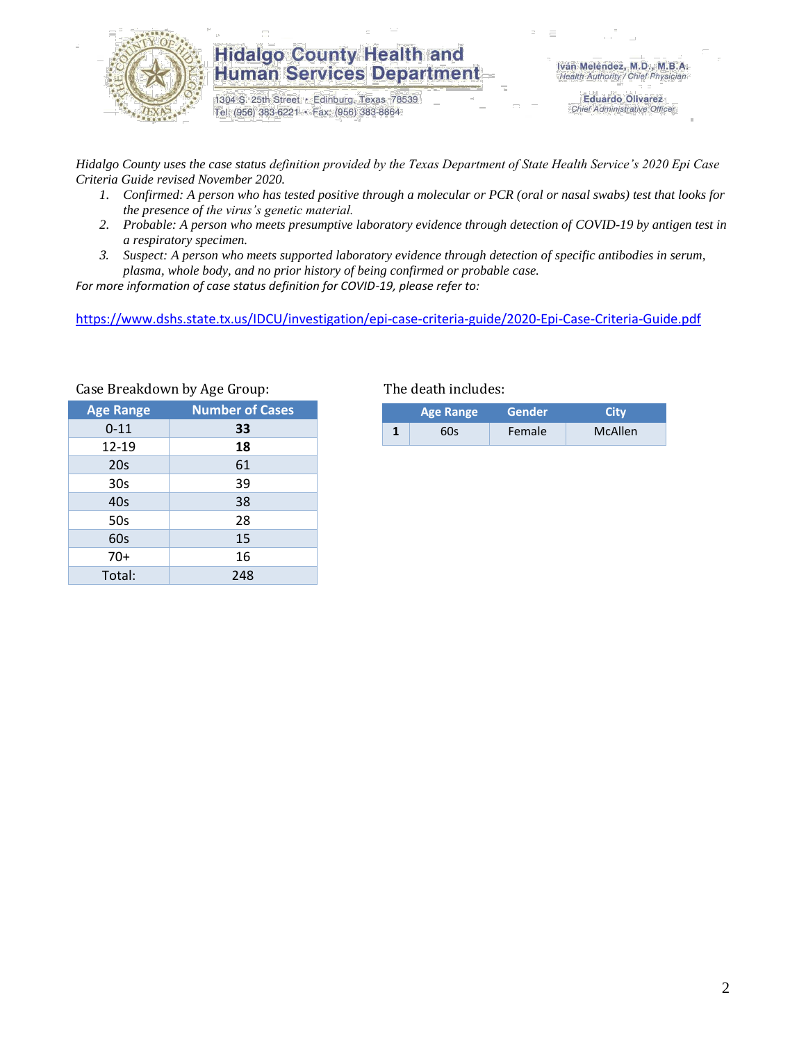*Hidalgo County uses the case status definition provided by the Texas Department of State Health Service's 2020 Epi Case Criteria Guide revised November 2020.*

1. *Confirmed: A person who has tested positive through a molecular or PCR (oral or nasal swabs) test that looks for the presence of the virus's genetic material.*
2. *Probable: A person who meets presumptive laboratory evidence through detection of COVID-19 by antigen test in a respiratory specimen.*
3. *Suspect: A person who meets supported laboratory evidence through detection of specific antibodies in serum, plasma, whole body, and no prior history of being confirmed or probable case.*

*For more information of case status definition for COVID-19, please refer to:*

https://www.dshs.state.tx.us/IDCU/investigation/epi-case-criteria-guide/2020-Epi-Case-Criteria-Guide.pdf

Case Breakdown by Age Group:

| Age Range | Number of Cases |
|---|---|
| 0-11 | **33** |
| 12-19 | **18** |
| 20s | 61 |
| 30s | 39 |
| 40s | 38 |
| 50s | 28 |
| 60s | 15 |
| 70+ | 16 |
| Total: | 248 |

The death includes:

| | Age Range | Gender | City |
|---|---|---|---|
| **1** | 60s | Female | McAllen |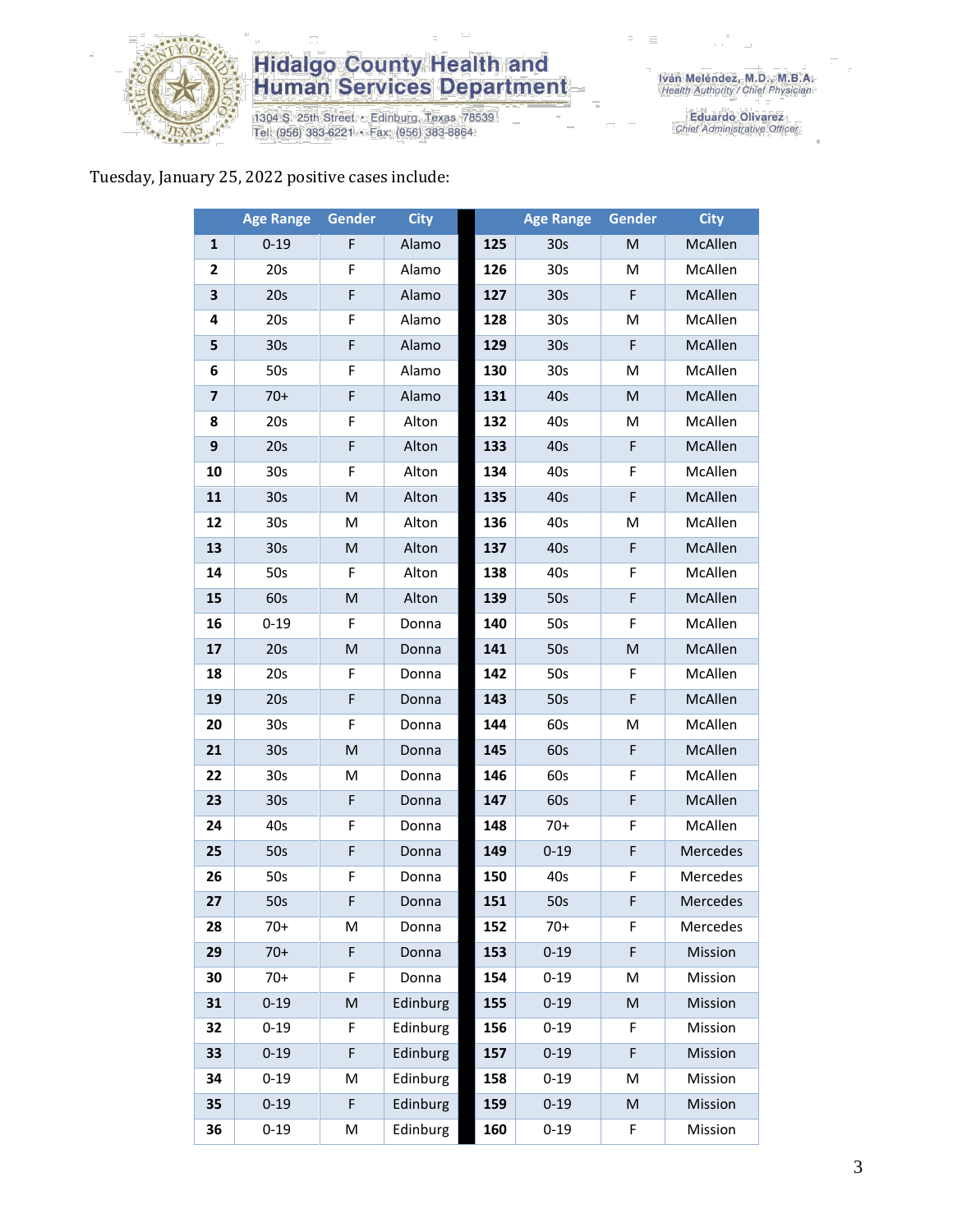Tuesday, January 25, 2022 positive cases include:

| | Age Range | Gender | City | | Age Range | Gender | City |
|---|---|---|---|---|---|---|---|
| **1** | 0-19 | F | Alamo | **125** | 30s | M | McAllen |
| **2** | 20s | F | Alamo | **126** | 30s | M | McAllen |
| **3** | 20s | F | Alamo | **127** | 30s | F | McAllen |
| **4** | 20s | F | Alamo | **128** | 30s | M | McAllen |
| **5** | 30s | F | Alamo | **129** | 30s | F | McAllen |
| **6** | 50s | F | Alamo | **130** | 30s | M | McAllen |
| **7** | 70+ | F | Alamo | **131** | 40s | M | McAllen |
| **8** | 20s | F | Alton | **132** | 40s | M | McAllen |
| **9** | 20s | F | Alton | **133** | 40s | F | McAllen |
| **10** | 30s | F | Alton | **134** | 40s | F | McAllen |
| **11** | 30s | M | Alton | **135** | 40s | F | McAllen |
| **12** | 30s | M | Alton | **136** | 40s | M | McAllen |
| **13** | 30s | M | Alton | **137** | 40s | F | McAllen |
| **14** | 50s | F | Alton | **138** | 40s | F | McAllen |
| **15** | 60s | M | Alton | **139** | 50s | F | McAllen |
| **16** | 0-19 | F | Donna | **140** | 50s | F | McAllen |
| **17** | 20s | M | Donna | **141** | 50s | M | McAllen |
| **18** | 20s | F | Donna | **142** | 50s | F | McAllen |
| **19** | 20s | F | Donna | **143** | 50s | F | McAllen |
| **20** | 30s | F | Donna | **144** | 60s | M | McAllen |
| **21** | 30s | M | Donna | **145** | 60s | F | McAllen |
| **22** | 30s | M | Donna | **146** | 60s | F | McAllen |
| **23** | 30s | F | Donna | **147** | 60s | F | McAllen |
| **24** | 40s | F | Donna | **148** | 70+ | F | McAllen |
| **25** | 50s | F | Donna | **149** | 0-19 | F | Mercedes |
| **26** | 50s | F | Donna | **150** | 40s | F | Mercedes |
| **27** | 50s | F | Donna | **151** | 50s | F | Mercedes |
| **28** | 70+ | M | Donna | **152** | 70+ | F | Mercedes |
| **29** | 70+ | F | Donna | **153** | 0-19 | F | Mission |
| **30** | 70+ | F | Donna | **154** | 0-19 | M | Mission |
| **31** | 0-19 | M | Edinburg | **155** | 0-19 | M | Mission |
| **32** | 0-19 | F | Edinburg | **156** | 0-19 | F | Mission |
| **33** | 0-19 | F | Edinburg | **157** | 0-19 | F | Mission |
| **34** | 0-19 | M | Edinburg | **158** | 0-19 | M | Mission |
| **35** | 0-19 | F | Edinburg | **159** | 0-19 | M | Mission |
| **36** | 0-19 | M | Edinburg | **160** | 0-19 | F | Mission |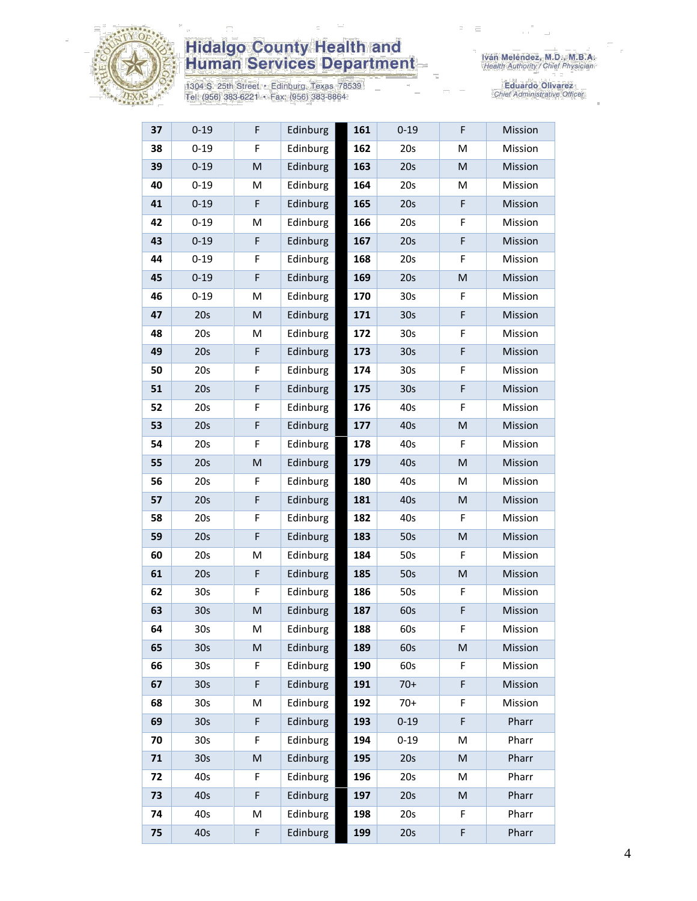| 37 | 0-19 | F | Edinburg | 161 | 0-19 | F | Mission |
|---|---|---|---|---|---|---|---|
| 38 | 0-19 | F | Edinburg | 162 | 20s | M | Mission |
| 39 | 0-19 | M | Edinburg | 163 | 20s | M | Mission |
| 40 | 0-19 | M | Edinburg | 164 | 20s | M | Mission |
| 41 | 0-19 | F | Edinburg | 165 | 20s | F | Mission |
| 42 | 0-19 | M | Edinburg | 166 | 20s | F | Mission |
| 43 | 0-19 | F | Edinburg | 167 | 20s | F | Mission |
| 44 | 0-19 | F | Edinburg | 168 | 20s | F | Mission |
| 45 | 0-19 | F | Edinburg | 169 | 20s | M | Mission |
| 46 | 0-19 | M | Edinburg | 170 | 30s | F | Mission |
| 47 | 20s | M | Edinburg | 171 | 30s | F | Mission |
| 48 | 20s | M | Edinburg | 172 | 30s | F | Mission |
| 49 | 20s | F | Edinburg | 173 | 30s | F | Mission |
| 50 | 20s | F | Edinburg | 174 | 30s | F | Mission |
| 51 | 20s | F | Edinburg | 175 | 30s | F | Mission |
| 52 | 20s | F | Edinburg | 176 | 40s | F | Mission |
| 53 | 20s | F | Edinburg | 177 | 40s | M | Mission |
| 54 | 20s | F | Edinburg | 178 | 40s | F | Mission |
| 55 | 20s | M | Edinburg | 179 | 40s | M | Mission |
| 56 | 20s | F | Edinburg | 180 | 40s | M | Mission |
| 57 | 20s | F | Edinburg | 181 | 40s | M | Mission |
| 58 | 20s | F | Edinburg | 182 | 40s | F | Mission |
| 59 | 20s | F | Edinburg | 183 | 50s | M | Mission |
| 60 | 20s | M | Edinburg | 184 | 50s | F | Mission |
| 61 | 20s | F | Edinburg | 185 | 50s | M | Mission |
| 62 | 30s | F | Edinburg | 186 | 50s | F | Mission |
| 63 | 30s | M | Edinburg | 187 | 60s | F | Mission |
| 64 | 30s | M | Edinburg | 188 | 60s | F | Mission |
| 65 | 30s | M | Edinburg | 189 | 60s | M | Mission |
| 66 | 30s | F | Edinburg | 190 | 60s | F | Mission |
| 67 | 30s | F | Edinburg | 191 | 70+ | F | Mission |
| 68 | 30s | M | Edinburg | 192 | 70+ | F | Mission |
| 69 | 30s | F | Edinburg | 193 | 0-19 | F | Pharr |
| 70 | 30s | F | Edinburg | 194 | 0-19 | M | Pharr |
| 71 | 30s | M | Edinburg | 195 | 20s | M | Pharr |
| 72 | 40s | F | Edinburg | 196 | 20s | M | Pharr |
| 73 | 40s | F | Edinburg | 197 | 20s | M | Pharr |
| 74 | 40s | M | Edinburg | 198 | 20s | F | Pharr |
| 75 | 40s | F | Edinburg | 199 | 20s | F | Pharr |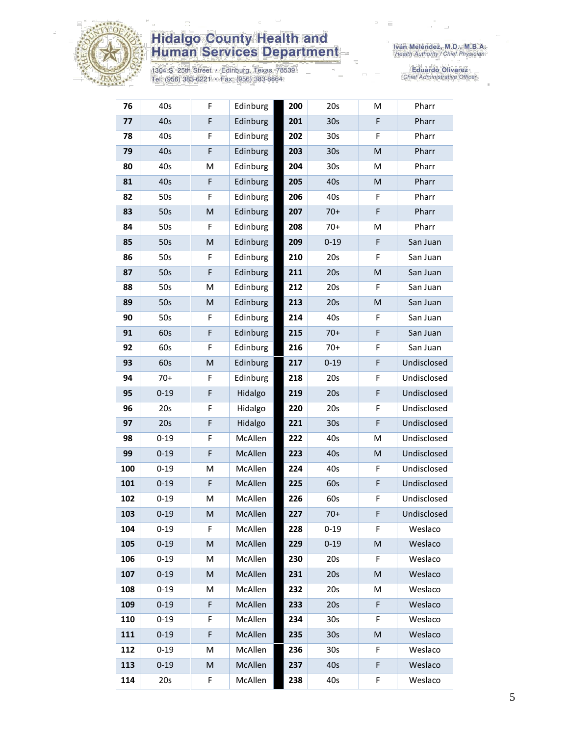| 76 | 40s | F | Edinburg | 200 | 20s | M | Pharr |
|---|---|---|---|---|---|---|---|
| 77 | 40s | F | Edinburg | 201 | 30s | F | Pharr |
| 78 | 40s | F | Edinburg | 202 | 30s | F | Pharr |
| 79 | 40s | F | Edinburg | 203 | 30s | M | Pharr |
| 80 | 40s | M | Edinburg | 204 | 30s | M | Pharr |
| 81 | 40s | F | Edinburg | 205 | 40s | M | Pharr |
| 82 | 50s | F | Edinburg | 206 | 40s | F | Pharr |
| 83 | 50s | M | Edinburg | 207 | 70+ | F | Pharr |
| 84 | 50s | F | Edinburg | 208 | 70+ | M | Pharr |
| 85 | 50s | M | Edinburg | 209 | 0-19 | F | San Juan |
| 86 | 50s | F | Edinburg | 210 | 20s | F | San Juan |
| 87 | 50s | F | Edinburg | 211 | 20s | M | San Juan |
| 88 | 50s | M | Edinburg | 212 | 20s | F | San Juan |
| 89 | 50s | M | Edinburg | 213 | 20s | M | San Juan |
| 90 | 50s | F | Edinburg | 214 | 40s | F | San Juan |
| 91 | 60s | F | Edinburg | 215 | 70+ | F | San Juan |
| 92 | 60s | F | Edinburg | 216 | 70+ | F | San Juan |
| 93 | 60s | M | Edinburg | 217 | 0-19 | F | Undisclosed |
| 94 | 70+ | F | Edinburg | 218 | 20s | F | Undisclosed |
| 95 | 0-19 | F | Hidalgo | 219 | 20s | F | Undisclosed |
| 96 | 20s | F | Hidalgo | 220 | 20s | F | Undisclosed |
| 97 | 20s | F | Hidalgo | 221 | 30s | F | Undisclosed |
| 98 | 0-19 | F | McAllen | 222 | 40s | M | Undisclosed |
| 99 | 0-19 | F | McAllen | 223 | 40s | M | Undisclosed |
| 100 | 0-19 | M | McAllen | 224 | 40s | F | Undisclosed |
| 101 | 0-19 | F | McAllen | 225 | 60s | F | Undisclosed |
| 102 | 0-19 | M | McAllen | 226 | 60s | F | Undisclosed |
| 103 | 0-19 | M | McAllen | 227 | 70+ | F | Undisclosed |
| 104 | 0-19 | F | McAllen | 228 | 0-19 | F | Weslaco |
| 105 | 0-19 | M | McAllen | 229 | 0-19 | M | Weslaco |
| 106 | 0-19 | M | McAllen | 230 | 20s | F | Weslaco |
| 107 | 0-19 | M | McAllen | 231 | 20s | M | Weslaco |
| 108 | 0-19 | M | McAllen | 232 | 20s | M | Weslaco |
| 109 | 0-19 | F | McAllen | 233 | 20s | F | Weslaco |
| 110 | 0-19 | F | McAllen | 234 | 30s | F | Weslaco |
| 111 | 0-19 | F | McAllen | 235 | 30s | M | Weslaco |
| 112 | 0-19 | M | McAllen | 236 | 30s | F | Weslaco |
| 113 | 0-19 | M | McAllen | 237 | 40s | F | Weslaco |
| 114 | 20s | F | McAllen | 238 | 40s | F | Weslaco |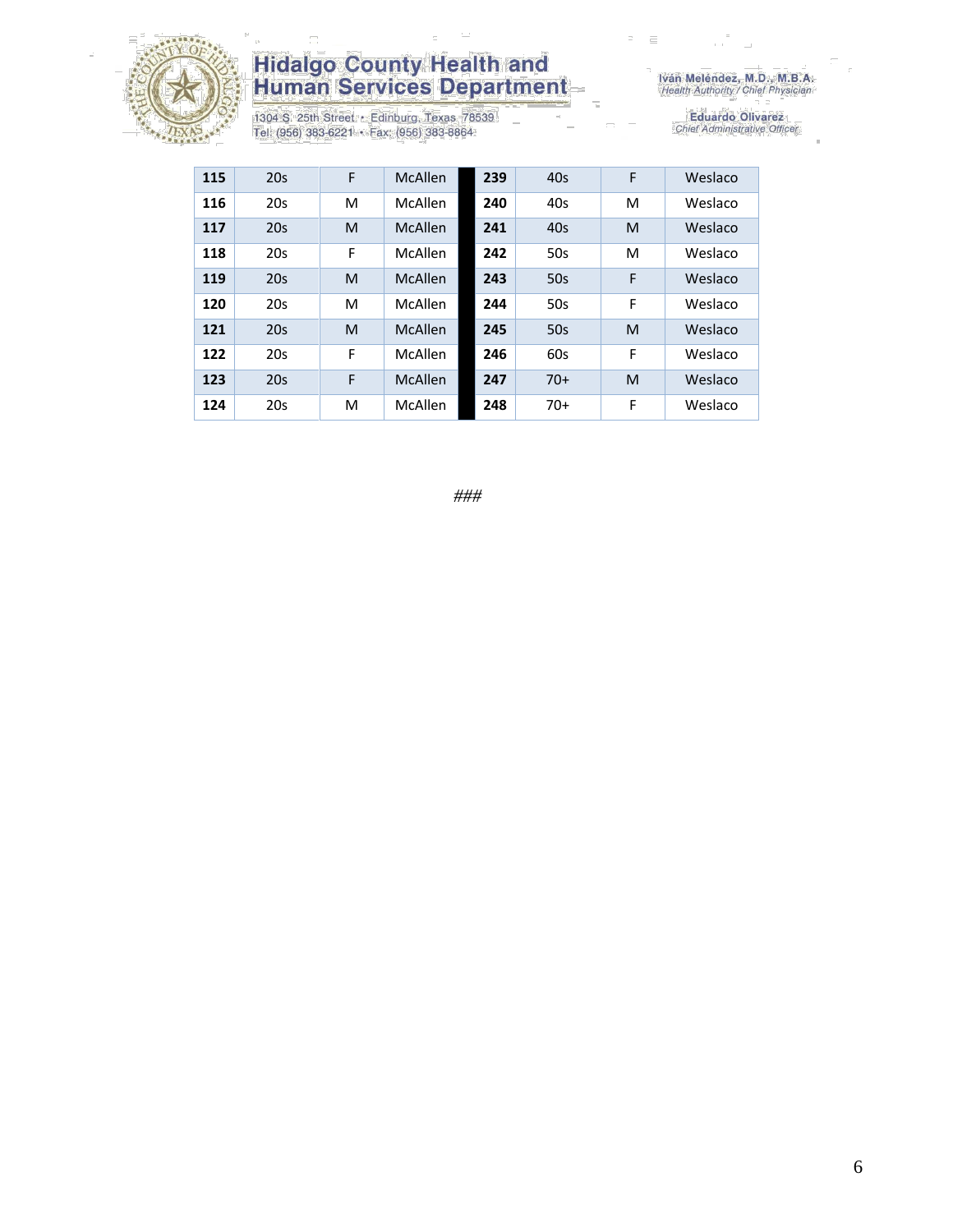| | | | | | | | | |
|---|---|---|---|---|---|---|---|---|
| **115** | 20s | F | McAllen | | **239** | 40s | F | Weslaco |
| **116** | 20s | M | McAllen | | **240** | 40s | M | Weslaco |
| **117** | 20s | M | McAllen | | **241** | 40s | M | Weslaco |
| **118** | 20s | F | McAllen | | **242** | 50s | M | Weslaco |
| **119** | 20s | M | McAllen | | **243** | 50s | F | Weslaco |
| **120** | 20s | M | McAllen | | **244** | 50s | F | Weslaco |
| **121** | 20s | M | McAllen | | **245** | 50s | M | Weslaco |
| **122** | 20s | F | McAllen | | **246** | 60s | F | Weslaco |
| **123** | 20s | F | McAllen | | **247** | 70+ | M | Weslaco |
| **124** | 20s | M | McAllen | | **248** | 70+ | F | Weslaco |

###